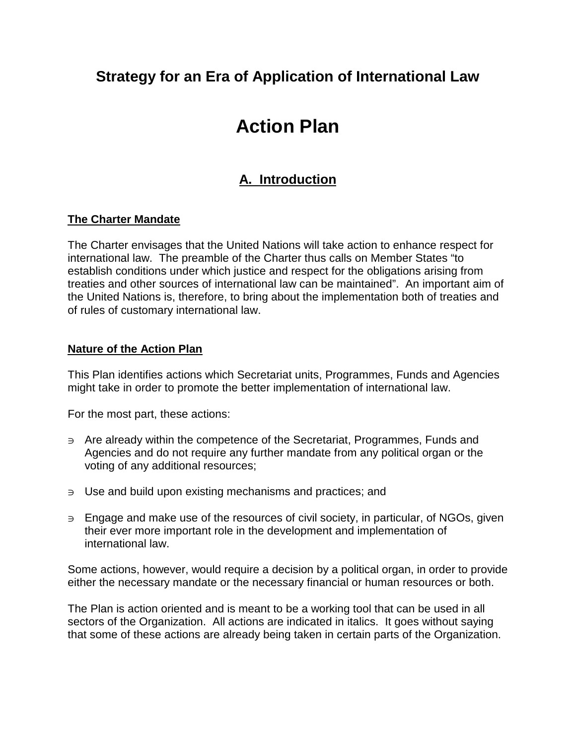## Strategy for an Era of Application of International Law

# Action Plan

## A. Introduction

### The Charter Mandate

The Charter envisages that the United Nations will take action to enhance respect for international law. The preamble of the Charter thus calls on Member States "to establish conditions under which justice and respect for the obligations arising from treaties and other sources of international law can be maintained". An important aim of the United Nations is, therefore, to bring about the implementation both of treaties and of rules of customary international law.

### Nature of the Action Plan

This Plan identifies actions which Secretariat units, Programmes, Funds and Agencies might take in order to promote the better implementation of international law.

For the most part, these actions:

- Are already within the competence of the Secretariat, Programmes, Funds and Agencies and do not require any further mandate from any political organ or the voting of any additional resources;
- Use and build upon existing mechanisms and practices; and
- Engage and make use of the resources of civil society, in particular, of NGOs, given their ever more important role in the development and implementation of international law.

Some actions, however, would require a decision by a political organ, in order to provide either the necessary mandate or the necessary financial or human resources or both.

The Plan is action oriented and is meant to be a working tool that can be used in all sectors of the Organization. All actions are indicated in italics. It goes without saying that some of these actions are already being taken in certain parts of the Organization.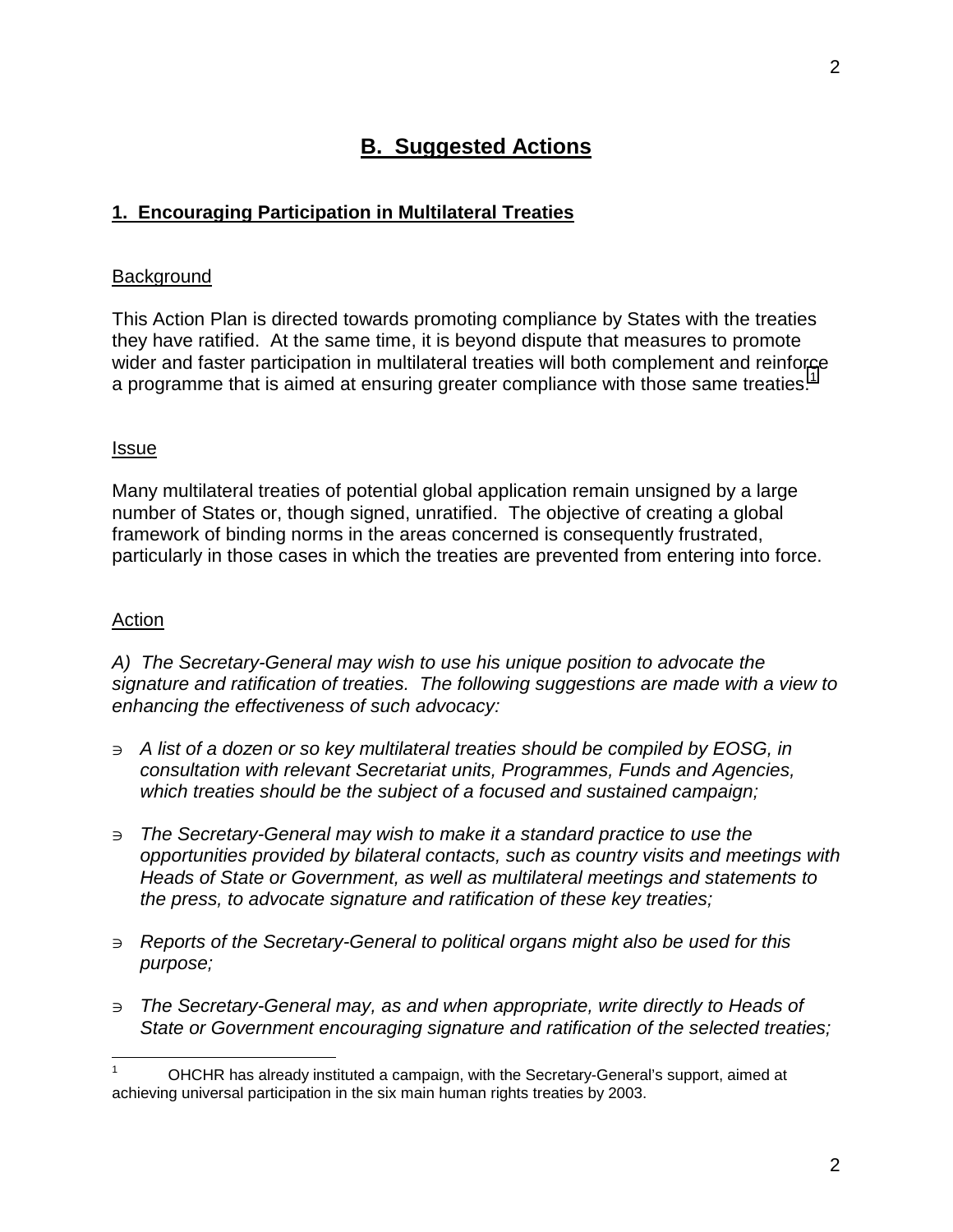## B. Suggested Actions

### 1. Encouraging Participation in Multilateral Treaties

Background

This Action Plan is directed towards promoting compliance by States with the treaties they have ratified. At the same time, it is beyond dispute that measures to promote wider and faster participation in multilateral treaties will both complement and reinforce a programme that is aimed at ensuring greater compliance with those same treaties.[1]

Issue

Many multilateral treaties of potential global application remain unsigned by a large number of States or, though signed, unratified. The objective of creating a global framework of binding norms in the areas concerned is consequently frustrated, particularly in those cases in which the treaties are prevented from entering into force.

Action

*A) The Secretary-General may wish to use his unique position to advocate the signature and ratification of treaties. The following suggestions are made with a view to enhancing the effectiveness of such advocacy:*

- *A list of a dozen or so key multilateral treaties should be compiled by EOSG, in consultation with relevant Secretariat units, Programmes, Funds and Agencies, which treaties should be the subject of a focused and sustained campaign;*
- *The Secretary-General may wish to make it a standard practice to use the opportunities provided by bilateral contacts, such as country visits and meetings with Heads of State or Government, as well as multilateral meetings and statements to the press, to advocate signature and ratification of these key treaties;*
- *Reports of the Secretary-General to political organs might also be used for this purpose;*
- *The Secretary-General may, as and when appropriate, write directly to Heads of State or Government encouraging signature and ratification of the selected treaties;*

[1] OHCHR has already instituted a campaign, with the Secretary-General's support, aimed at achieving universal participation in the six main human rights treaties by 2003.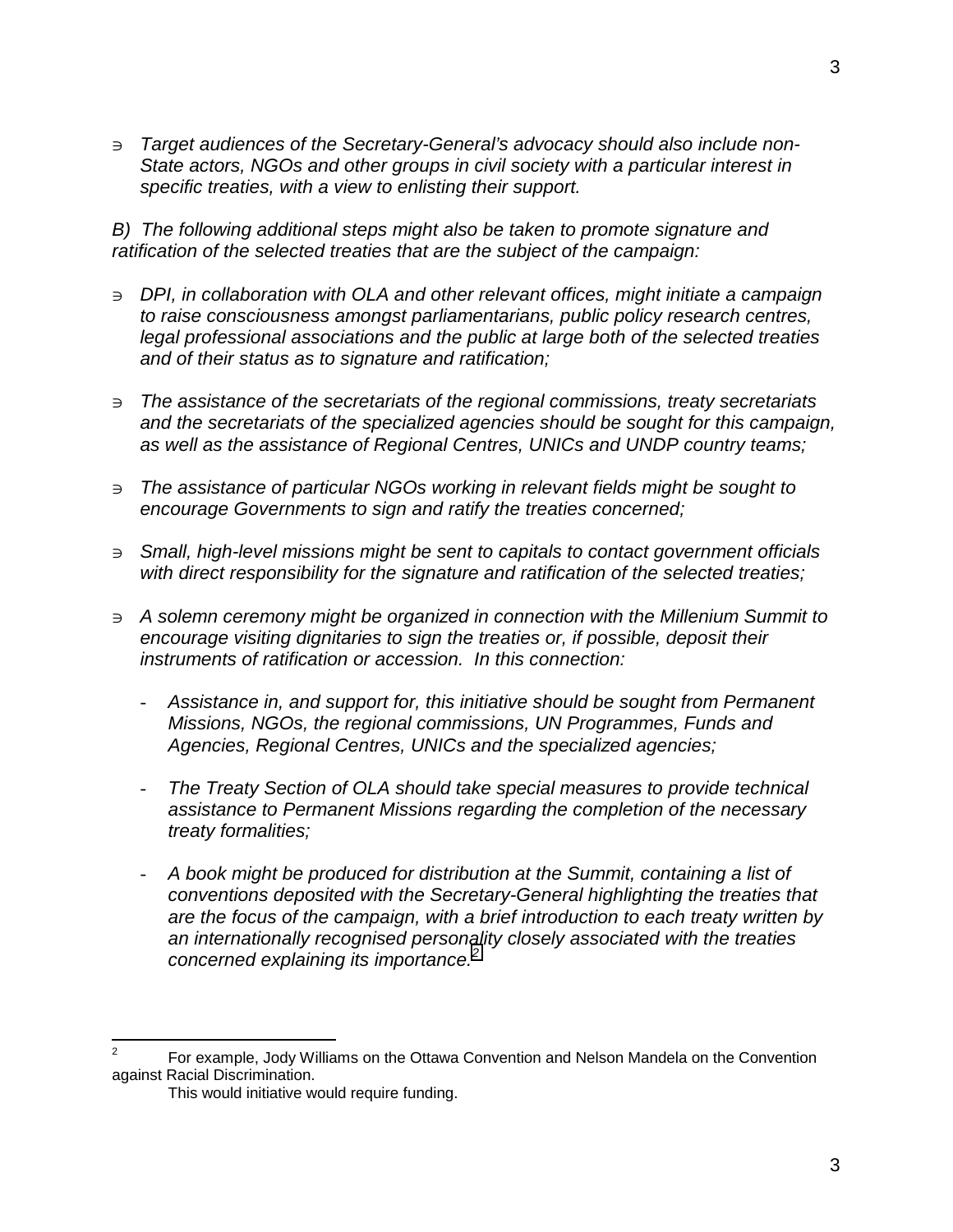- *Target audiences of the Secretary-General's advocacy should also include non-State actors, NGOs and other groups in civil society with a particular interest in specific treaties, with a view to enlisting their support.*

*B) The following additional steps might also be taken to promote signature and ratification of the selected treaties that are the subject of the campaign:*

- *DPI, in collaboration with OLA and other relevant offices, might initiate a campaign to raise consciousness amongst parliamentarians, public policy research centres, legal professional associations and the public at large both of the selected treaties and of their status as to signature and ratification;*

- *The assistance of the secretariats of the regional commissions, treaty secretariats and the secretariats of the specialized agencies should be sought for this campaign, as well as the assistance of Regional Centres, UNICs and UNDP country teams;*

- *The assistance of particular NGOs working in relevant fields might be sought to encourage Governments to sign and ratify the treaties concerned;*

- *Small, high-level missions might be sent to capitals to contact government officials with direct responsibility for the signature and ratification of the selected treaties;*

- *A solemn ceremony might be organized in connection with the Millenium Summit to encourage visiting dignitaries to sign the treaties or, if possible, deposit their instruments of ratification or accession. In this connection:*

  - *Assistance in, and support for, this initiative should be sought from Permanent Missions, NGOs, the regional commissions, UN Programmes, Funds and Agencies, Regional Centres, UNICs and the specialized agencies;*

  - *The Treaty Section of OLA should take special measures to provide technical assistance to Permanent Missions regarding the completion of the necessary treaty formalities;*

  - *A book might be produced for distribution at the Summit, containing a list of conventions deposited with the Secretary-General highlighting the treaties that are the focus of the campaign, with a brief introduction to each treaty written by an internationally recognised personality closely associated with the treaties concerned explaining its importance.*[2]

---

[2] For example, Jody Williams on the Ottawa Convention and Nelson Mandela on the Convention against Racial Discrimination.
This would initiative would require funding.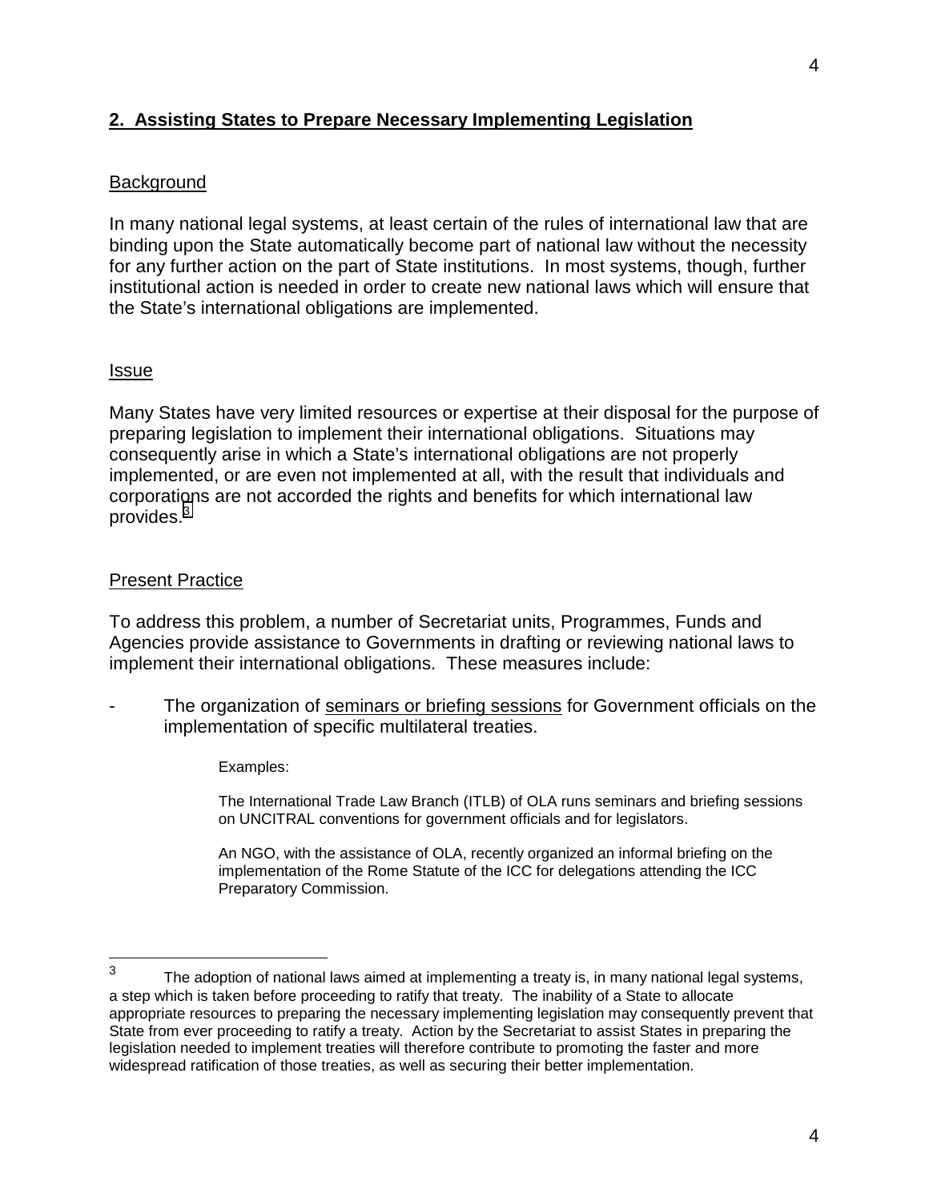## 2. Assisting States to Prepare Necessary Implementing Legislation

### Background

In many national legal systems, at least certain of the rules of international law that are binding upon the State automatically become part of national law without the necessity for any further action on the part of State institutions. In most systems, though, further institutional action is needed in order to create new national laws which will ensure that the State's international obligations are implemented.

### Issue

Many States have very limited resources or expertise at their disposal for the purpose of preparing legislation to implement their international obligations. Situations may consequently arise in which a State's international obligations are not properly implemented, or are even not implemented at all, with the result that individuals and corporations are not accorded the rights and benefits for which international law provides.[3]

### Present Practice

To address this problem, a number of Secretariat units, Programmes, Funds and Agencies provide assistance to Governments in drafting or reviewing national laws to implement their international obligations. These measures include:

- The organization of <u>seminars or briefing sessions</u> for Government officials on the implementation of specific multilateral treaties.

  Examples:

  The International Trade Law Branch (ITLB) of OLA runs seminars and briefing sessions on UNCITRAL conventions for government officials and for legislators.

  An NGO, with the assistance of OLA, recently organized an informal briefing on the implementation of the Rome Statute of the ICC for delegations attending the ICC Preparatory Commission.

---

[3] The adoption of national laws aimed at implementing a treaty is, in many national legal systems, a step which is taken before proceeding to ratify that treaty. The inability of a State to allocate appropriate resources to preparing the necessary implementing legislation may consequently prevent that State from ever proceeding to ratify a treaty. Action by the Secretariat to assist States in preparing the legislation needed to implement treaties will therefore contribute to promoting the faster and more widespread ratification of those treaties, as well as securing their better implementation.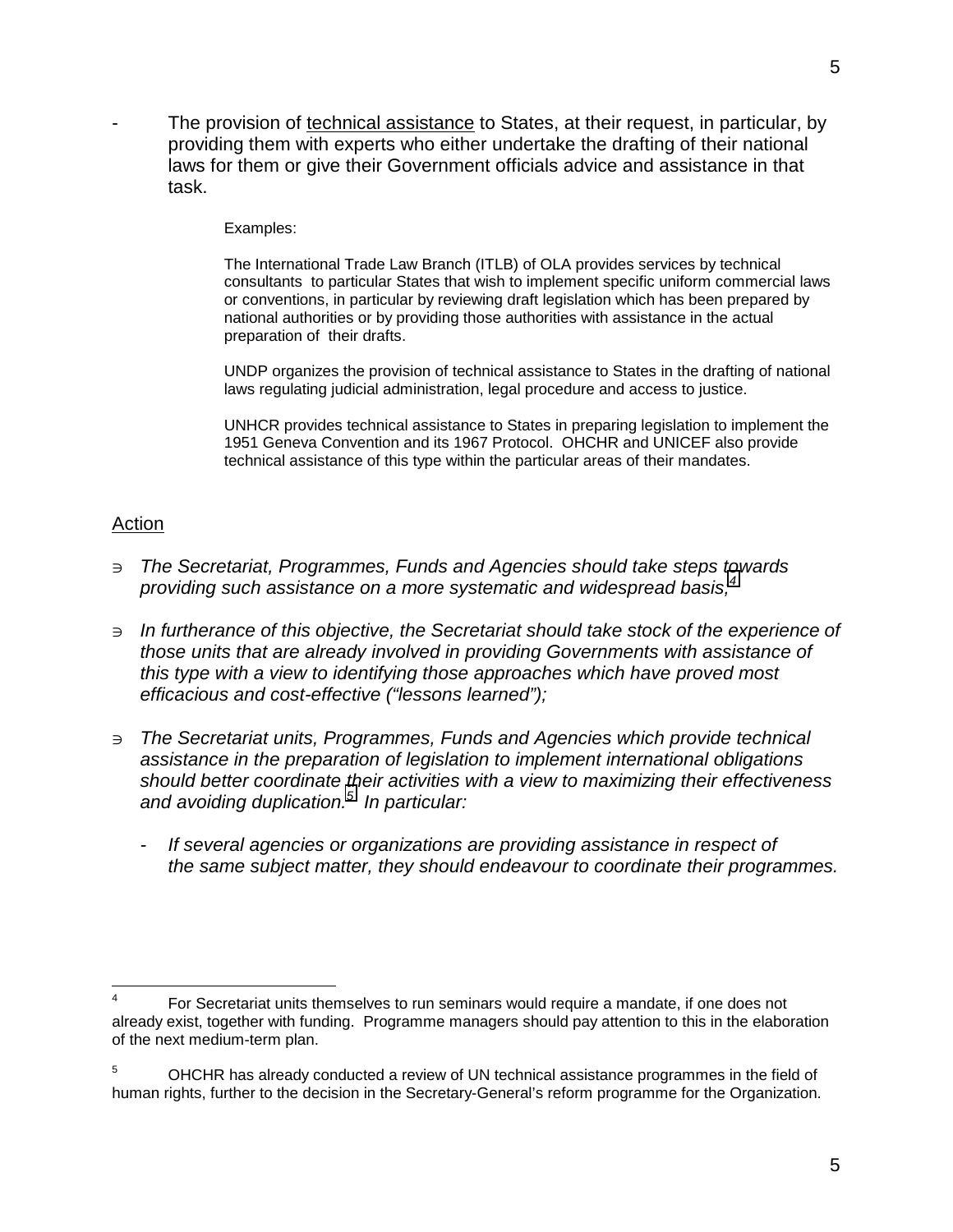- The provision of technical assistance to States, at their request, in particular, by providing them with experts who either undertake the drafting of their national laws for them or give their Government officials advice and assistance in that task.

  Examples:

  The International Trade Law Branch (ITLB) of OLA provides services by technical consultants to particular States that wish to implement specific uniform commercial laws or conventions, in particular by reviewing draft legislation which has been prepared by national authorities or by providing those authorities with assistance in the actual preparation of their drafts.

  UNDP organizes the provision of technical assistance to States in the drafting of national laws regulating judicial administration, legal procedure and access to justice.

  UNHCR provides technical assistance to States in preparing legislation to implement the 1951 Geneva Convention and its 1967 Protocol. OHCHR and UNICEF also provide technical assistance of this type within the particular areas of their mandates.

## Action

∍ *The Secretariat, Programmes, Funds and Agencies should take steps towards providing such assistance on a more systematic and widespread basis;*[4]

∍ *In furtherance of this objective, the Secretariat should take stock of the experience of those units that are already involved in providing Governments with assistance of this type with a view to identifying those approaches which have proved most efficacious and cost-effective ("lessons learned");*

∍ *The Secretariat units, Programmes, Funds and Agencies which provide technical assistance in the preparation of legislation to implement international obligations should better coordinate their activities with a view to maximizing their effectiveness and avoiding duplication.*[5] *In particular:*

- *If several agencies or organizations are providing assistance in respect of the same subject matter, they should endeavour to coordinate their programmes.*

---

[4] For Secretariat units themselves to run seminars would require a mandate, if one does not already exist, together with funding. Programme managers should pay attention to this in the elaboration of the next medium-term plan.

[5] OHCHR has already conducted a review of UN technical assistance programmes in the field of human rights, further to the decision in the Secretary-General's reform programme for the Organization.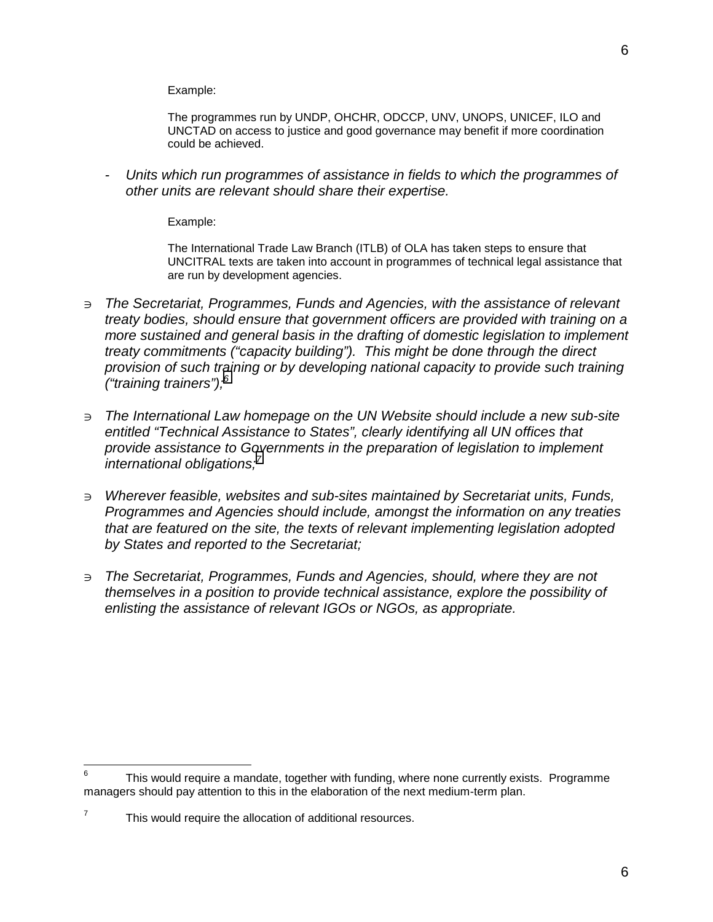Example:

The programmes run by UNDP, OHCHR, ODCCP, UNV, UNOPS, UNICEF, ILO and UNCTAD on access to justice and good governance may benefit if more coordination could be achieved.

- *Units which run programmes of assistance in fields to which the programmes of other units are relevant should share their expertise.*

Example:

The International Trade Law Branch (ITLB) of OLA has taken steps to ensure that UNCITRAL texts are taken into account in programmes of technical legal assistance that are run by development agencies.

- *The Secretariat, Programmes, Funds and Agencies, with the assistance of relevant treaty bodies, should ensure that government officers are provided with training on a more sustained and general basis in the drafting of domestic legislation to implement treaty commitments ("capacity building"). This might be done through the direct provision of such training or by developing national capacity to provide such training ("training trainers");*[6]

- *The International Law homepage on the UN Website should include a new sub-site entitled "Technical Assistance to States", clearly identifying all UN offices that provide assistance to Governments in the preparation of legislation to implement international obligations;*[7]

- *Wherever feasible, websites and sub-sites maintained by Secretariat units, Funds, Programmes and Agencies should include, amongst the information on any treaties that are featured on the site, the texts of relevant implementing legislation adopted by States and reported to the Secretariat;*

- *The Secretariat, Programmes, Funds and Agencies, should, where they are not themselves in a position to provide technical assistance, explore the possibility of enlisting the assistance of relevant IGOs or NGOs, as appropriate.*

---

[6] This would require a mandate, together with funding, where none currently exists. Programme managers should pay attention to this in the elaboration of the next medium-term plan.

[7] This would require the allocation of additional resources.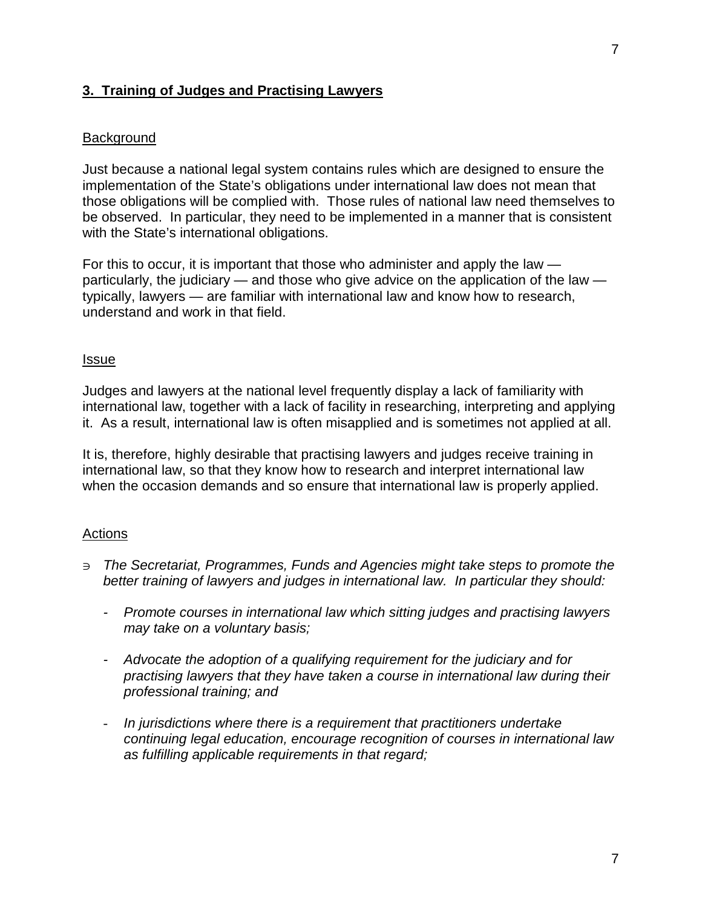## **3. Training of Judges and Practising Lawyers**

Background

Just because a national legal system contains rules which are designed to ensure the implementation of the State's obligations under international law does not mean that those obligations will be complied with. Those rules of national law need themselves to be observed. In particular, they need to be implemented in a manner that is consistent with the State's international obligations.

For this to occur, it is important that those who administer and apply the law — particularly, the judiciary — and those who give advice on the application of the law — typically, lawyers — are familiar with international law and know how to research, understand and work in that field.

Issue

Judges and lawyers at the national level frequently display a lack of familiarity with international law, together with a lack of facility in researching, interpreting and applying it. As a result, international law is often misapplied and is sometimes not applied at all.

It is, therefore, highly desirable that practising lawyers and judges receive training in international law, so that they know how to research and interpret international law when the occasion demands and so ensure that international law is properly applied.

Actions

- *The Secretariat, Programmes, Funds and Agencies might take steps to promote the better training of lawyers and judges in international law. In particular they should:*
    - *Promote courses in international law which sitting judges and practising lawyers may take on a voluntary basis;*
    - *Advocate the adoption of a qualifying requirement for the judiciary and for practising lawyers that they have taken a course in international law during their professional training; and*
    - *In jurisdictions where there is a requirement that practitioners undertake continuing legal education, encourage recognition of courses in international law as fulfilling applicable requirements in that regard;*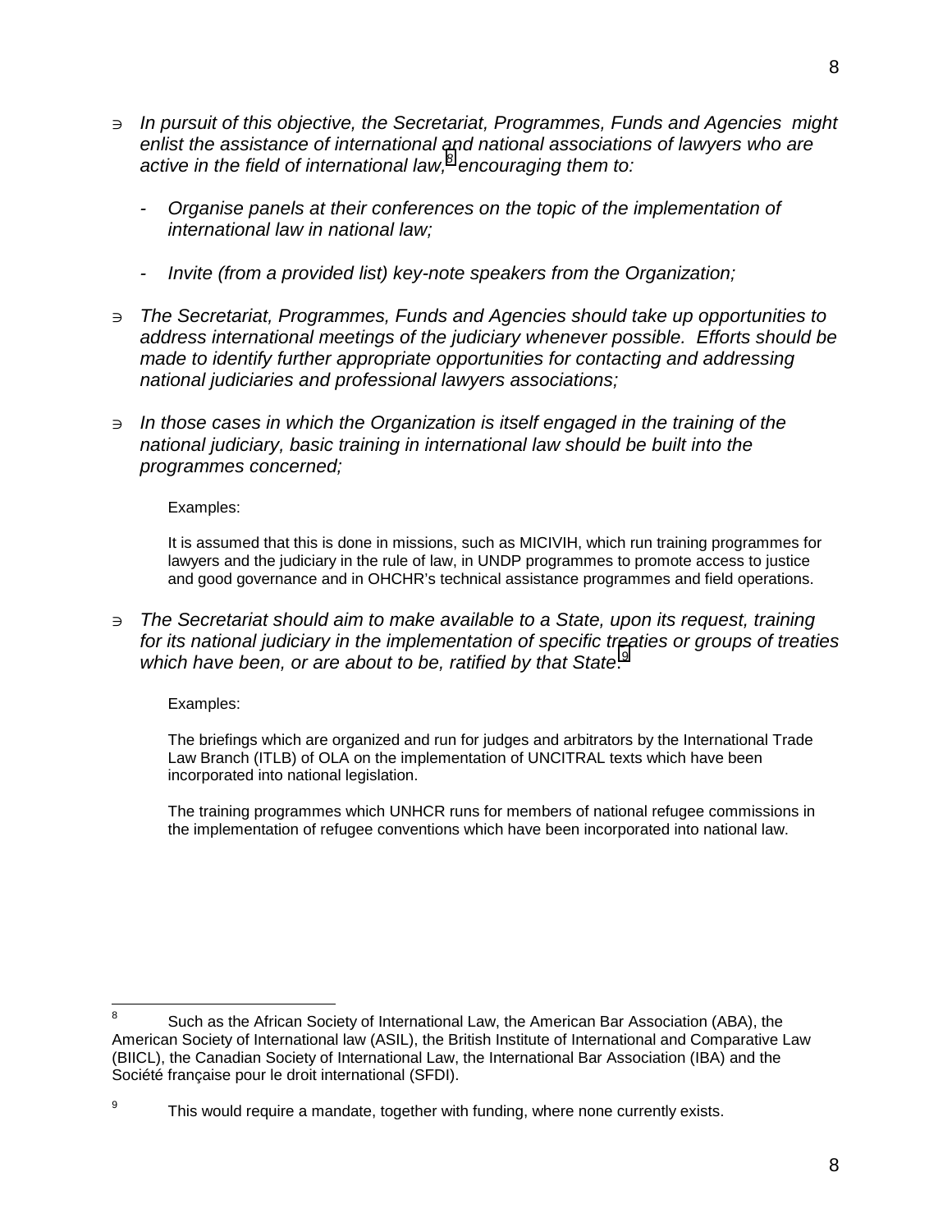- *In pursuit of this objective, the Secretariat, Programmes, Funds and Agencies might enlist the assistance of international and national associations of lawyers who are active in the field of international law,*[8] *encouraging them to:*

  - *Organise panels at their conferences on the topic of the implementation of international law in national law;*

  - *Invite (from a provided list) key-note speakers from the Organization;*

- *The Secretariat, Programmes, Funds and Agencies should take up opportunities to address international meetings of the judiciary whenever possible. Efforts should be made to identify further appropriate opportunities for contacting and addressing national judiciaries and professional lawyers associations;*

- *In those cases in which the Organization is itself engaged in the training of the national judiciary, basic training in international law should be built into the programmes concerned;*

  Examples:

  It is assumed that this is done in missions, such as MICIVIH, which run training programmes for lawyers and the judiciary in the rule of law, in UNDP programmes to promote access to justice and good governance and in OHCHR's technical assistance programmes and field operations.

- *The Secretariat should aim to make available to a State, upon its request, training for its national judiciary in the implementation of specific treaties or groups of treaties which have been, or are about to be, ratified by that State.*[9]

  Examples:

  The briefings which are organized and run for judges and arbitrators by the International Trade Law Branch (ITLB) of OLA on the implementation of UNCITRAL texts which have been incorporated into national legislation.

  The training programmes which UNHCR runs for members of national refugee commissions in the implementation of refugee conventions which have been incorporated into national law.

---

[8] Such as the African Society of International Law, the American Bar Association (ABA), the American Society of International law (ASIL), the British Institute of International and Comparative Law (BIICL), the Canadian Society of International Law, the International Bar Association (IBA) and the Société française pour le droit international (SFDI).

[9] This would require a mandate, together with funding, where none currently exists.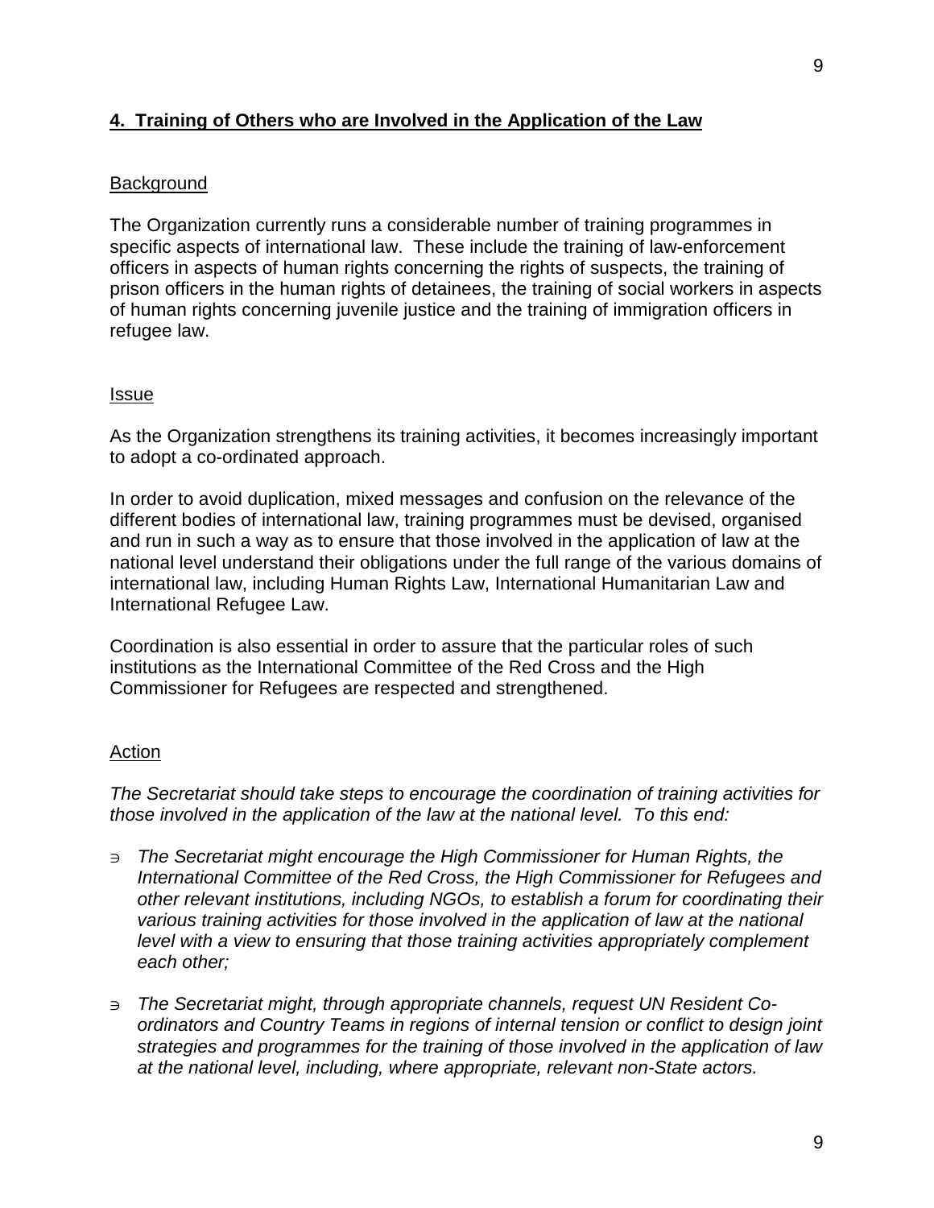## 4. Training of Others who are Involved in the Application of the Law

Background

The Organization currently runs a considerable number of training programmes in specific aspects of international law. These include the training of law-enforcement officers in aspects of human rights concerning the rights of suspects, the training of prison officers in the human rights of detainees, the training of social workers in aspects of human rights concerning juvenile justice and the training of immigration officers in refugee law.

Issue

As the Organization strengthens its training activities, it becomes increasingly important to adopt a co-ordinated approach.

In order to avoid duplication, mixed messages and confusion on the relevance of the different bodies of international law, training programmes must be devised, organised and run in such a way as to ensure that those involved in the application of law at the national level understand their obligations under the full range of the various domains of international law, including Human Rights Law, International Humanitarian Law and International Refugee Law.

Coordination is also essential in order to assure that the particular roles of such institutions as the International Committee of the Red Cross and the High Commissioner for Refugees are respected and strengthened.

Action

*The Secretariat should take steps to encourage the coordination of training activities for those involved in the application of the law at the national level. To this end:*

- *The Secretariat might encourage the High Commissioner for Human Rights, the International Committee of the Red Cross, the High Commissioner for Refugees and other relevant institutions, including NGOs, to establish a forum for coordinating their various training activities for those involved in the application of law at the national level with a view to ensuring that those training activities appropriately complement each other;*

- *The Secretariat might, through appropriate channels, request UN Resident Co-ordinators and Country Teams in regions of internal tension or conflict to design joint strategies and programmes for the training of those involved in the application of law at the national level, including, where appropriate, relevant non-State actors.*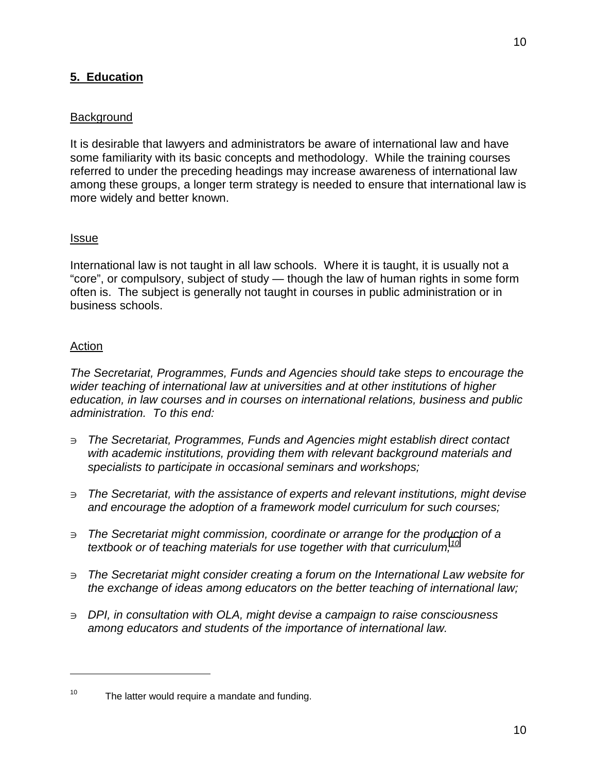## 5. Education

### Background

It is desirable that lawyers and administrators be aware of international law and have some familiarity with its basic concepts and methodology. While the training courses referred to under the preceding headings may increase awareness of international law among these groups, a longer term strategy is needed to ensure that international law is more widely and better known.

### Issue

International law is not taught in all law schools. Where it is taught, it is usually not a "core", or compulsory, subject of study — though the law of human rights in some form often is. The subject is generally not taught in courses in public administration or in business schools.

### Action

*The Secretariat, Programmes, Funds and Agencies should take steps to encourage the wider teaching of international law at universities and at other institutions of higher education, in law courses and in courses on international relations, business and public administration. To this end:*

- *The Secretariat, Programmes, Funds and Agencies might establish direct contact with academic institutions, providing them with relevant background materials and specialists to participate in occasional seminars and workshops;*

- *The Secretariat, with the assistance of experts and relevant institutions, might devise and encourage the adoption of a framework model curriculum for such courses;*

- *The Secretariat might commission, coordinate or arrange for the production of a textbook or of teaching materials for use together with that curriculum;*[10]

- *The Secretariat might consider creating a forum on the International Law website for the exchange of ideas among educators on the better teaching of international law;*

- *DPI, in consultation with OLA, might devise a campaign to raise consciousness among educators and students of the importance of international law.*

---

[10] The latter would require a mandate and funding.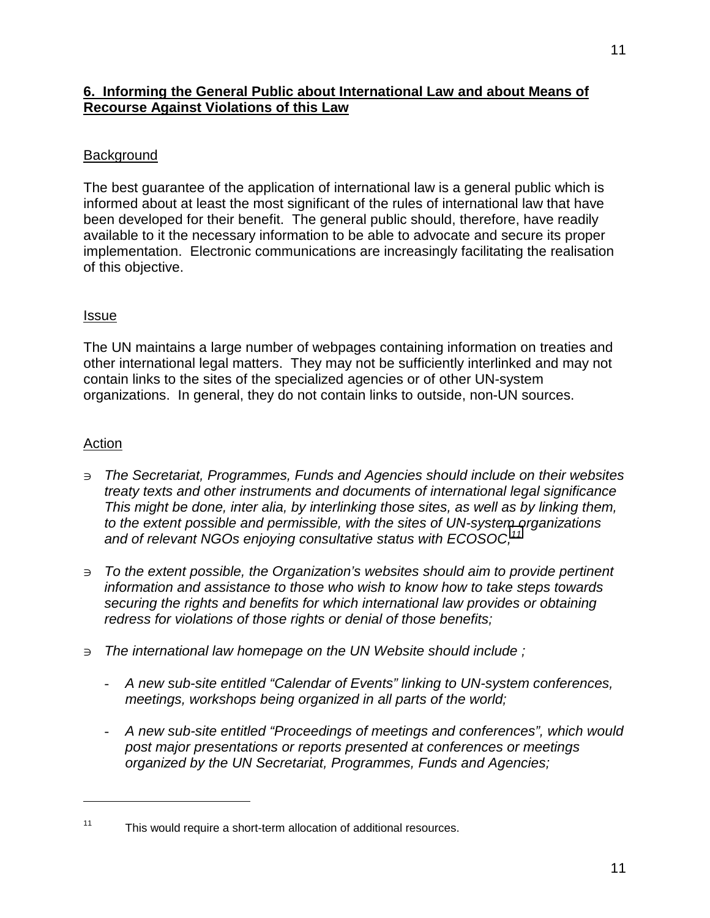## 6. Informing the General Public about International Law and about Means of Recourse Against Violations of this Law

Background

The best guarantee of the application of international law is a general public which is informed about at least the most significant of the rules of international law that have been developed for their benefit. The general public should, therefore, have readily available to it the necessary information to be able to advocate and secure its proper implementation. Electronic communications are increasingly facilitating the realisation of this objective.

Issue

The UN maintains a large number of webpages containing information on treaties and other international legal matters. They may not be sufficiently interlinked and may not contain links to the sites of the specialized agencies or of other UN-system organizations. In general, they do not contain links to outside, non-UN sources.

Action

- *The Secretariat, Programmes, Funds and Agencies should include on their websites treaty texts and other instruments and documents of international legal significance This might be done, inter alia, by interlinking those sites, as well as by linking them, to the extent possible and permissible, with the sites of UN-system organizations and of relevant NGOs enjoying consultative status with ECOSOC;*[11]

- *To the extent possible, the Organization's websites should aim to provide pertinent information and assistance to those who wish to know how to take steps towards securing the rights and benefits for which international law provides or obtaining redress for violations of those rights or denial of those benefits;*

- *The international law homepage on the UN Website should include ;*

  - *A new sub-site entitled "Calendar of Events" linking to UN-system conferences, meetings, workshops being organized in all parts of the world;*

  - *A new sub-site entitled "Proceedings of meetings and conferences", which would post major presentations or reports presented at conferences or meetings organized by the UN Secretariat, Programmes, Funds and Agencies;*

---

[11] This would require a short-term allocation of additional resources.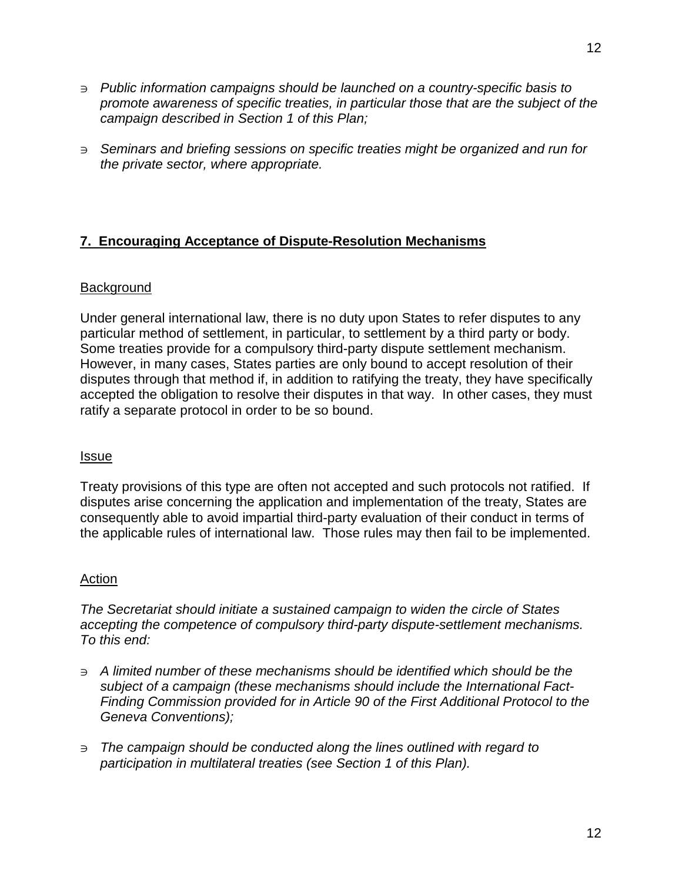- *Public information campaigns should be launched on a country-specific basis to promote awareness of specific treaties, in particular those that are the subject of the campaign described in Section 1 of this Plan;*

- *Seminars and briefing sessions on specific treaties might be organized and run for the private sector, where appropriate.*

## 7. Encouraging Acceptance of Dispute-Resolution Mechanisms

### Background

Under general international law, there is no duty upon States to refer disputes to any particular method of settlement, in particular, to settlement by a third party or body. Some treaties provide for a compulsory third-party dispute settlement mechanism. However, in many cases, States parties are only bound to accept resolution of their disputes through that method if, in addition to ratifying the treaty, they have specifically accepted the obligation to resolve their disputes in that way. In other cases, they must ratify a separate protocol in order to be so bound.

### Issue

Treaty provisions of this type are often not accepted and such protocols not ratified. If disputes arise concerning the application and implementation of the treaty, States are consequently able to avoid impartial third-party evaluation of their conduct in terms of the applicable rules of international law. Those rules may then fail to be implemented.

### Action

*The Secretariat should initiate a sustained campaign to widen the circle of States accepting the competence of compulsory third-party dispute-settlement mechanisms. To this end:*

- *A limited number of these mechanisms should be identified which should be the subject of a campaign (these mechanisms should include the International Fact-Finding Commission provided for in Article 90 of the First Additional Protocol to the Geneva Conventions);*

- *The campaign should be conducted along the lines outlined with regard to participation in multilateral treaties (see Section 1 of this Plan).*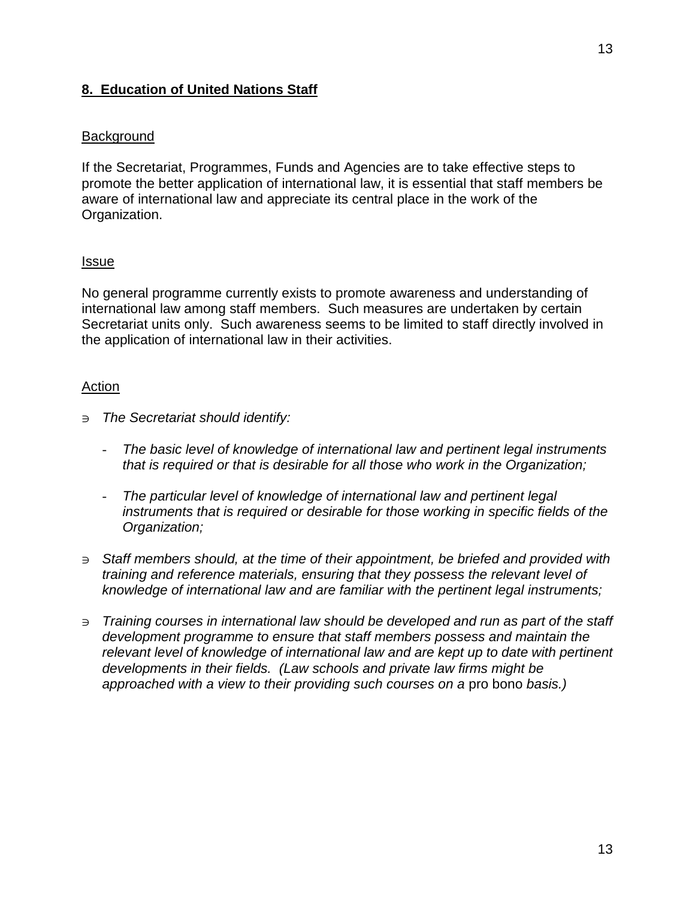## **8. Education of United Nations Staff**

Background

If the Secretariat, Programmes, Funds and Agencies are to take effective steps to promote the better application of international law, it is essential that staff members be aware of international law and appreciate its central place in the work of the Organization.

Issue

No general programme currently exists to promote awareness and understanding of international law among staff members. Such measures are undertaken by certain Secretariat units only. Such awareness seems to be limited to staff directly involved in the application of international law in their activities.

Action

- *The Secretariat should identify:*
  - *The basic level of knowledge of international law and pertinent legal instruments that is required or that is desirable for all those who work in the Organization;*
  - *The particular level of knowledge of international law and pertinent legal instruments that is required or desirable for those working in specific fields of the Organization;*
- *Staff members should, at the time of their appointment, be briefed and provided with training and reference materials, ensuring that they possess the relevant level of knowledge of international law and are familiar with the pertinent legal instruments;*
- *Training courses in international law should be developed and run as part of the staff development programme to ensure that staff members possess and maintain the relevant level of knowledge of international law and are kept up to date with pertinent developments in their fields. (Law schools and private law firms might be approached with a view to their providing such courses on a* pro bono *basis.)*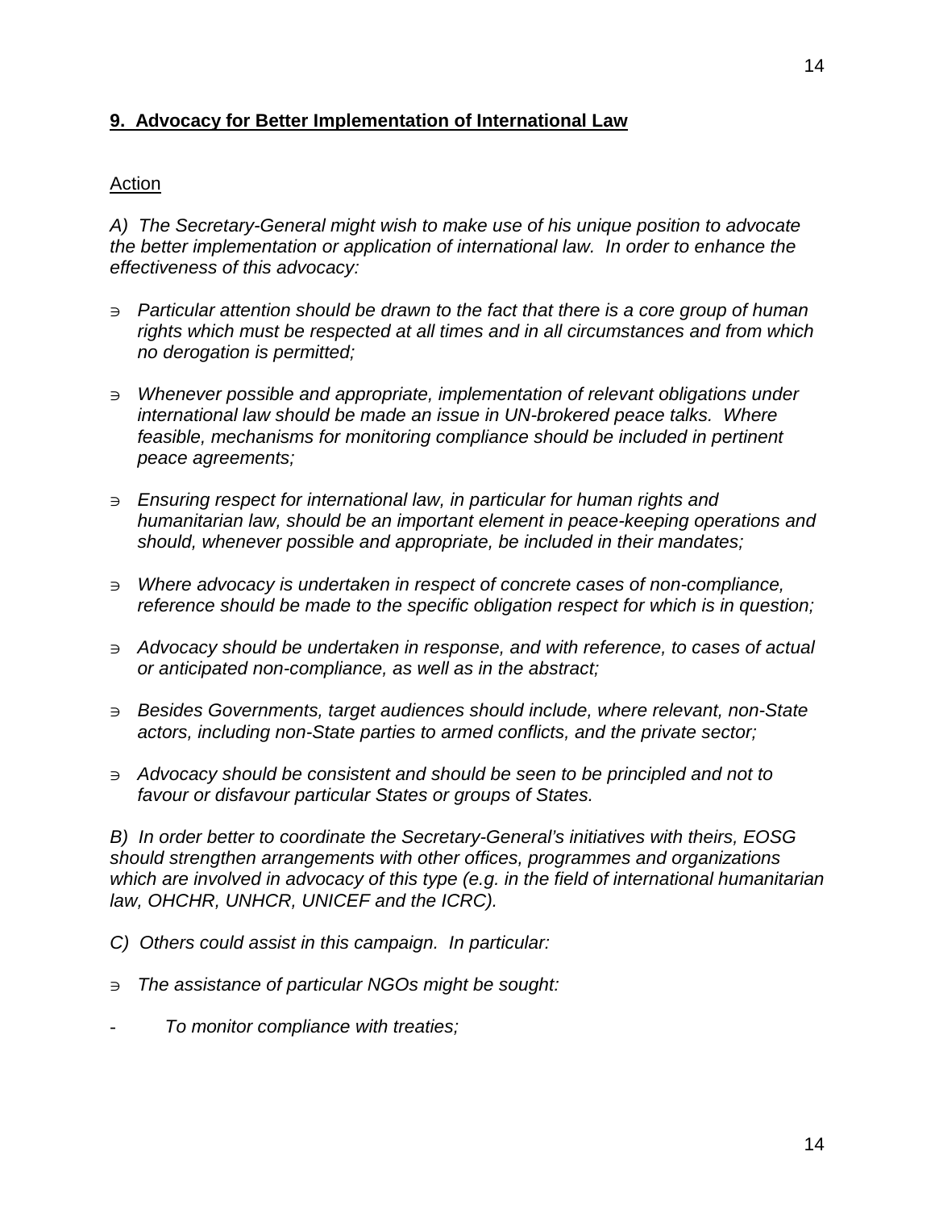## 9. Advocacy for Better Implementation of International Law

Action

*A) The Secretary-General might wish to make use of his unique position to advocate the better implementation or application of international law. In order to enhance the effectiveness of this advocacy:*

- *Particular attention should be drawn to the fact that there is a core group of human rights which must be respected at all times and in all circumstances and from which no derogation is permitted;*
- *Whenever possible and appropriate, implementation of relevant obligations under international law should be made an issue in UN-brokered peace talks. Where feasible, mechanisms for monitoring compliance should be included in pertinent peace agreements;*
- *Ensuring respect for international law, in particular for human rights and humanitarian law, should be an important element in peace-keeping operations and should, whenever possible and appropriate, be included in their mandates;*
- *Where advocacy is undertaken in respect of concrete cases of non-compliance, reference should be made to the specific obligation respect for which is in question;*
- *Advocacy should be undertaken in response, and with reference, to cases of actual or anticipated non-compliance, as well as in the abstract;*
- *Besides Governments, target audiences should include, where relevant, non-State actors, including non-State parties to armed conflicts, and the private sector;*
- *Advocacy should be consistent and should be seen to be principled and not to favour or disfavour particular States or groups of States.*

*B) In order better to coordinate the Secretary-General's initiatives with theirs, EOSG should strengthen arrangements with other offices, programmes and organizations which are involved in advocacy of this type (e.g. in the field of international humanitarian law, OHCHR, UNHCR, UNICEF and the ICRC).*

*C) Others could assist in this campaign. In particular:*

- *The assistance of particular NGOs might be sought:*

  - *To monitor compliance with treaties;*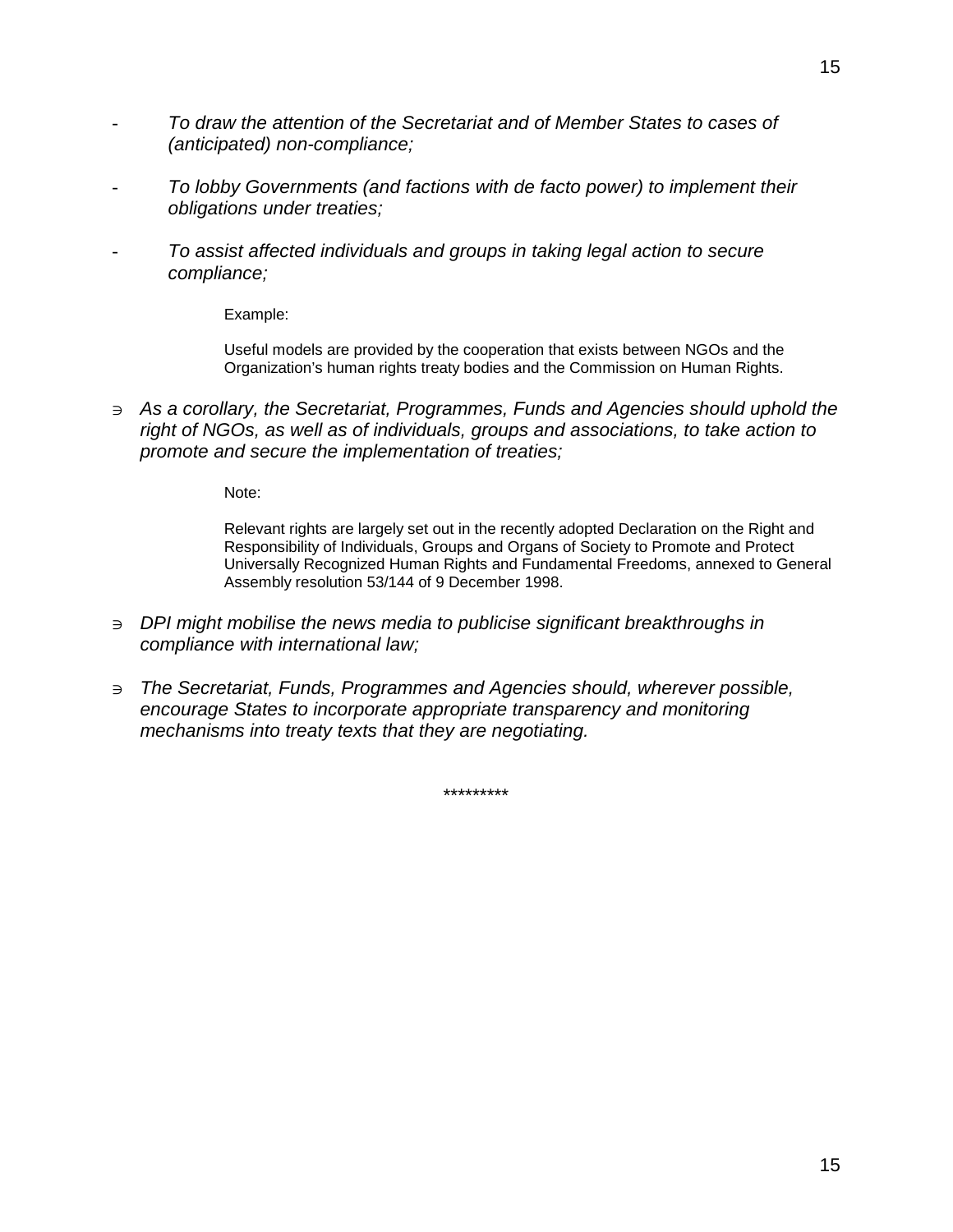- *To draw the attention of the Secretariat and of Member States to cases of (anticipated) non-compliance;*

- *To lobby Governments (and factions with de facto power) to implement their obligations under treaties;*

- *To assist affected individuals and groups in taking legal action to secure compliance;*

  Example:

  Useful models are provided by the cooperation that exists between NGOs and the Organization's human rights treaty bodies and the Commission on Human Rights.

∍ *As a corollary, the Secretariat, Programmes, Funds and Agencies should uphold the right of NGOs, as well as of individuals, groups and associations, to take action to promote and secure the implementation of treaties;*

  Note:

  Relevant rights are largely set out in the recently adopted Declaration on the Right and Responsibility of Individuals, Groups and Organs of Society to Promote and Protect Universally Recognized Human Rights and Fundamental Freedoms, annexed to General Assembly resolution 53/144 of 9 December 1998.

∍ *DPI might mobilise the news media to publicise significant breakthroughs in compliance with international law;*

∍ *The Secretariat, Funds, Programmes and Agencies should, wherever possible, encourage States to incorporate appropriate transparency and monitoring mechanisms into treaty texts that they are negotiating.*

*********